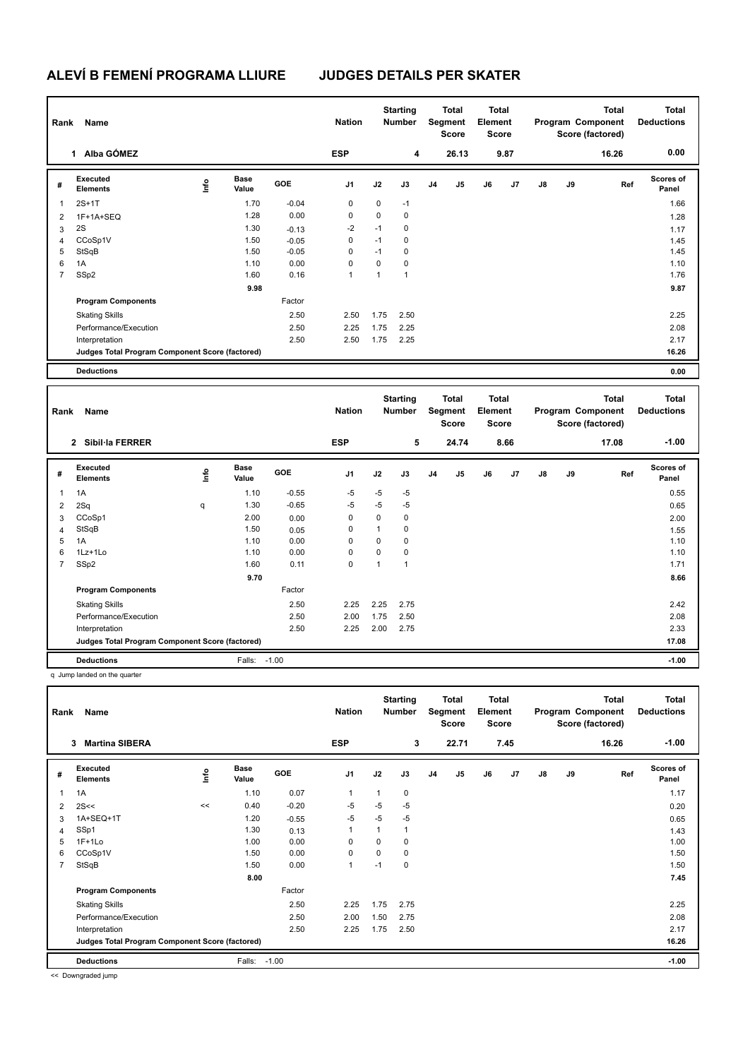# ALEVÍ B FEMENÍ PROGRAMA LLIURE    JUDGES DETAILS PER SKATER

| Rank | Name | Nation | Starting Number | Total Segment Score | Total Element Score | Total Program Component Score (factored) | Total Deductions |
|---|---|---|---|---|---|---|---|
| 1 | Alba GÓMEZ | ESP | 4 | 26.13 | 9.87 | 16.26 | 0.00 |

| # | Executed Elements | Info | Base Value | GOE | J1 | J2 | J3 | J4 | J5 | J6 | J7 | J8 | J9 | Ref | Scores of Panel |
|---|---|---|---|---|---|---|---|---|---|---|---|---|---|---|---|
| 1 | 2S+1T | | 1.70 | -0.04 | 0 | 0 | -1 | | | | | | | | 1.66 |
| 2 | 1F+1A+SEQ | | 1.28 | 0.00 | 0 | 0 | 0 | | | | | | | | 1.28 |
| 3 | 2S | | 1.30 | -0.13 | -2 | -1 | 0 | | | | | | | | 1.17 |
| 4 | CCoSp1V | | 1.50 | -0.05 | 0 | -1 | 0 | | | | | | | | 1.45 |
| 5 | StSqB | | 1.50 | -0.05 | 0 | -1 | 0 | | | | | | | | 1.45 |
| 6 | 1A | | 1.10 | 0.00 | 0 | 0 | 0 | | | | | | | | 1.10 |
| 7 | SSp2 | | 1.60 | 0.16 | 1 | 1 | 1 | | | | | | | | 1.76 |
| | | | 9.98 | | | | | | | | | | | | 9.87 |
| | **Program Components** | | | Factor | | | | | | | | | | | |
| | Skating Skills | | | 2.50 | 2.50 | 1.75 | 2.50 | | | | | | | | 2.25 |
| | Performance/Execution | | | 2.50 | 2.25 | 1.75 | 2.25 | | | | | | | | 2.08 |
| | Interpretation | | | 2.50 | 2.50 | 1.75 | 2.25 | | | | | | | | 2.17 |
| | **Judges Total Program Component Score (factored)** | | | | | | | | | | | | | | 16.26 |
| | **Deductions** | | | | | | | | | | | | | | 0.00 |

| Rank | Name | Nation | Starting Number | Total Segment Score | Total Element Score | Total Program Component Score (factored) | Total Deductions |
|---|---|---|---|---|---|---|---|
| 2 | Sibil·la FERRER | ESP | 5 | 24.74 | 8.66 | 17.08 | -1.00 |

| # | Executed Elements | Info | Base Value | GOE | J1 | J2 | J3 | J4 | J5 | J6 | J7 | J8 | J9 | Ref | Scores of Panel |
|---|---|---|---|---|---|---|---|---|---|---|---|---|---|---|---|
| 1 | 1A | | 1.10 | -0.55 | -5 | -5 | -5 | | | | | | | | 0.55 |
| 2 | 2Sq | q | 1.30 | -0.65 | -5 | -5 | -5 | | | | | | | | 0.65 |
| 3 | CCoSp1 | | 2.00 | 0.00 | 0 | 0 | 0 | | | | | | | | 2.00 |
| 4 | StSqB | | 1.50 | 0.05 | 0 | 1 | 0 | | | | | | | | 1.55 |
| 5 | 1A | | 1.10 | 0.00 | 0 | 0 | 0 | | | | | | | | 1.10 |
| 6 | 1Lz+1Lo | | 1.10 | 0.00 | 0 | 0 | 0 | | | | | | | | 1.10 |
| 7 | SSp2 | | 1.60 | 0.11 | 0 | 1 | 1 | | | | | | | | 1.71 |
| | | | 9.70 | | | | | | | | | | | | 8.66 |
| | **Program Components** | | | Factor | | | | | | | | | | | |
| | Skating Skills | | | 2.50 | 2.25 | 2.25 | 2.75 | | | | | | | | 2.42 |
| | Performance/Execution | | | 2.50 | 2.00 | 1.75 | 2.50 | | | | | | | | 2.08 |
| | Interpretation | | | 2.50 | 2.25 | 2.00 | 2.75 | | | | | | | | 2.33 |
| | **Judges Total Program Component Score (factored)** | | | | | | | | | | | | | | 17.08 |
| | **Deductions** | | Falls: | -1.00 | | | | | | | | | | | -1.00 |

q Jump landed on the quarter

| Rank | Name | Nation | Starting Number | Total Segment Score | Total Element Score | Total Program Component Score (factored) | Total Deductions |
|---|---|---|---|---|---|---|---|
| 3 | Martina SIBERA | ESP | 3 | 22.71 | 7.45 | 16.26 | -1.00 |

| # | Executed Elements | Info | Base Value | GOE | J1 | J2 | J3 | J4 | J5 | J6 | J7 | J8 | J9 | Ref | Scores of Panel |
|---|---|---|---|---|---|---|---|---|---|---|---|---|---|---|---|
| 1 | 1A | | 1.10 | 0.07 | 1 | 1 | 0 | | | | | | | | 1.17 |
| 2 | 2S<< | << | 0.40 | -0.20 | -5 | -5 | -5 | | | | | | | | 0.20 |
| 3 | 1A+SEQ+1T | | 1.20 | -0.55 | -5 | -5 | -5 | | | | | | | | 0.65 |
| 4 | SSp1 | | 1.30 | 0.13 | 1 | 1 | 1 | | | | | | | | 1.43 |
| 5 | 1F+1Lo | | 1.00 | 0.00 | 0 | 0 | 0 | | | | | | | | 1.00 |
| 6 | CCoSp1V | | 1.50 | 0.00 | 0 | 0 | 0 | | | | | | | | 1.50 |
| 7 | StSqB | | 1.50 | 0.00 | 1 | -1 | 0 | | | | | | | | 1.50 |
| | | | 8.00 | | | | | | | | | | | | 7.45 |
| | **Program Components** | | | Factor | | | | | | | | | | | |
| | Skating Skills | | | 2.50 | 2.25 | 1.75 | 2.75 | | | | | | | | 2.25 |
| | Performance/Execution | | | 2.50 | 2.00 | 1.50 | 2.75 | | | | | | | | 2.08 |
| | Interpretation | | | 2.50 | 2.25 | 1.75 | 2.50 | | | | | | | | 2.17 |
| | **Judges Total Program Component Score (factored)** | | | | | | | | | | | | | | 16.26 |
| | **Deductions** | | Falls: | -1.00 | | | | | | | | | | | -1.00 |

<< Downgraded jump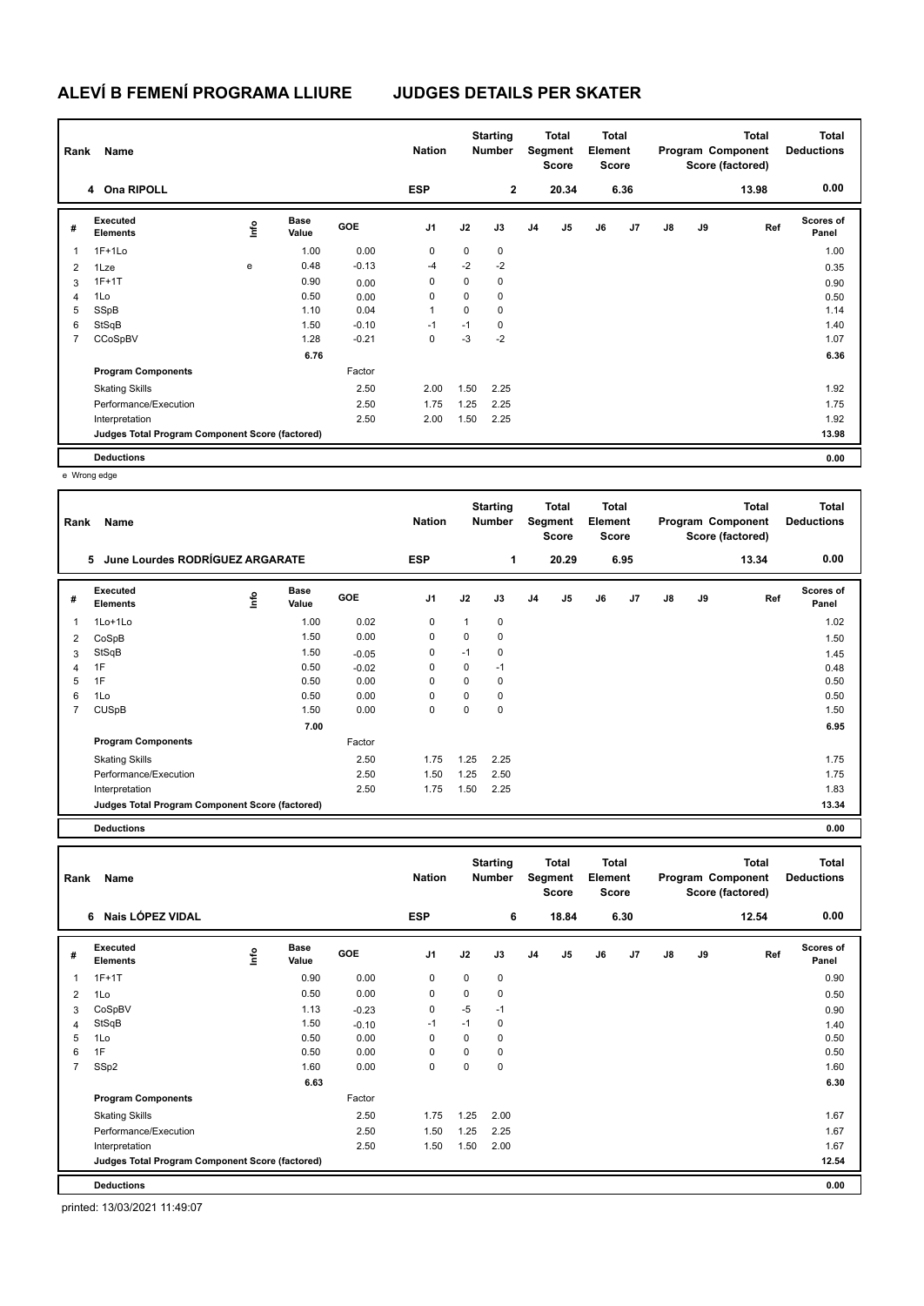# ALEVÍ B FEMENÍ PROGRAMA LLIURE JUDGES DETAILS PER SKATER

| Rank | Name | Nation | Starting Number | Total Segment Score | Total Element Score | Total Program Component Score (factored) | Total Deductions |
|---|---|---|---|---|---|---|---|
| 4 | Ona RIPOLL | ESP | 2 | 20.34 | 6.36 | 13.98 | 0.00 |

| # | Executed Elements | Info | Base Value | GOE | J1 | J2 | J3 | J4 | J5 | J6 | J7 | J8 | J9 | Ref | Scores of Panel |
|---|---|---|---|---|---|---|---|---|---|---|---|---|---|---|---|
| 1 | 1F+1Lo | | 1.00 | 0.00 | 0 | 0 | 0 | | | | | | | | 1.00 |
| 2 | 1Lze | e | 0.48 | -0.13 | -4 | -2 | -2 | | | | | | | | 0.35 |
| 3 | 1F+1T | | 0.90 | 0.00 | 0 | 0 | 0 | | | | | | | | 0.90 |
| 4 | 1Lo | | 0.50 | 0.00 | 0 | 0 | 0 | | | | | | | | 0.50 |
| 5 | SSpB | | 1.10 | 0.04 | 1 | 0 | 0 | | | | | | | | 1.14 |
| 6 | StSqB | | 1.50 | -0.10 | -1 | -1 | 0 | | | | | | | | 1.40 |
| 7 | CCoSpBV | | 1.28 | -0.21 | 0 | -3 | -2 | | | | | | | | 1.07 |
| | | | 6.76 | | | | | | | | | | | | 6.36 |
| | **Program Components** | | | Factor | | | | | | | | | | | |
| | Skating Skills | | | 2.50 | 2.00 | 1.50 | 2.25 | | | | | | | | 1.92 |
| | Performance/Execution | | | 2.50 | 1.75 | 1.25 | 2.25 | | | | | | | | 1.75 |
| | Interpretation | | | 2.50 | 2.00 | 1.50 | 2.25 | | | | | | | | 1.92 |
| | **Judges Total Program Component Score (factored)** | | | | | | | | | | | | | | 13.98 |
| | **Deductions** | | | | | | | | | | | | | | 0.00 |

e Wrong edge

| Rank | Name | Nation | Starting Number | Total Segment Score | Total Element Score | Total Program Component Score (factored) | Total Deductions |
|---|---|---|---|---|---|---|---|
| 5 | June Lourdes RODRÍGUEZ ARGARATE | ESP | 1 | 20.29 | 6.95 | 13.34 | 0.00 |

| # | Executed Elements | Info | Base Value | GOE | J1 | J2 | J3 | J4 | J5 | J6 | J7 | J8 | J9 | Ref | Scores of Panel |
|---|---|---|---|---|---|---|---|---|---|---|---|---|---|---|---|
| 1 | 1Lo+1Lo | | 1.00 | 0.02 | 0 | 1 | 0 | | | | | | | | 1.02 |
| 2 | CoSpB | | 1.50 | 0.00 | 0 | 0 | 0 | | | | | | | | 1.50 |
| 3 | StSqB | | 1.50 | -0.05 | 0 | -1 | 0 | | | | | | | | 1.45 |
| 4 | 1F | | 0.50 | -0.02 | 0 | 0 | -1 | | | | | | | | 0.48 |
| 5 | 1F | | 0.50 | 0.00 | 0 | 0 | 0 | | | | | | | | 0.50 |
| 6 | 1Lo | | 0.50 | 0.00 | 0 | 0 | 0 | | | | | | | | 0.50 |
| 7 | CUSpB | | 1.50 | 0.00 | 0 | 0 | 0 | | | | | | | | 1.50 |
| | | | 7.00 | | | | | | | | | | | | 6.95 |
| | **Program Components** | | | Factor | | | | | | | | | | | |
| | Skating Skills | | | 2.50 | 1.75 | 1.25 | 2.25 | | | | | | | | 1.75 |
| | Performance/Execution | | | 2.50 | 1.50 | 1.25 | 2.50 | | | | | | | | 1.75 |
| | Interpretation | | | 2.50 | 1.75 | 1.50 | 2.25 | | | | | | | | 1.83 |
| | **Judges Total Program Component Score (factored)** | | | | | | | | | | | | | | 13.34 |
| | **Deductions** | | | | | | | | | | | | | | 0.00 |

| Rank | Name | Nation | Starting Number | Total Segment Score | Total Element Score | Total Program Component Score (factored) | Total Deductions |
|---|---|---|---|---|---|---|---|
| 6 | Nais LÓPEZ VIDAL | ESP | 6 | 18.84 | 6.30 | 12.54 | 0.00 |

| # | Executed Elements | Info | Base Value | GOE | J1 | J2 | J3 | J4 | J5 | J6 | J7 | J8 | J9 | Ref | Scores of Panel |
|---|---|---|---|---|---|---|---|---|---|---|---|---|---|---|---|
| 1 | 1F+1T | | 0.90 | 0.00 | 0 | 0 | 0 | | | | | | | | 0.90 |
| 2 | 1Lo | | 0.50 | 0.00 | 0 | 0 | 0 | | | | | | | | 0.50 |
| 3 | CoSpBV | | 1.13 | -0.23 | 0 | -5 | -1 | | | | | | | | 0.90 |
| 4 | StSqB | | 1.50 | -0.10 | -1 | -1 | 0 | | | | | | | | 1.40 |
| 5 | 1Lo | | 0.50 | 0.00 | 0 | 0 | 0 | | | | | | | | 0.50 |
| 6 | 1F | | 0.50 | 0.00 | 0 | 0 | 0 | | | | | | | | 0.50 |
| 7 | SSp2 | | 1.60 | 0.00 | 0 | 0 | 0 | | | | | | | | 1.60 |
| | | | 6.63 | | | | | | | | | | | | 6.30 |
| | **Program Components** | | | Factor | | | | | | | | | | | |
| | Skating Skills | | | 2.50 | 1.75 | 1.25 | 2.00 | | | | | | | | 1.67 |
| | Performance/Execution | | | 2.50 | 1.50 | 1.25 | 2.25 | | | | | | | | 1.67 |
| | Interpretation | | | 2.50 | 1.50 | 1.50 | 2.00 | | | | | | | | 1.67 |
| | **Judges Total Program Component Score (factored)** | | | | | | | | | | | | | | 12.54 |
| | **Deductions** | | | | | | | | | | | | | | 0.00 |

printed: 13/03/2021 11:49:07